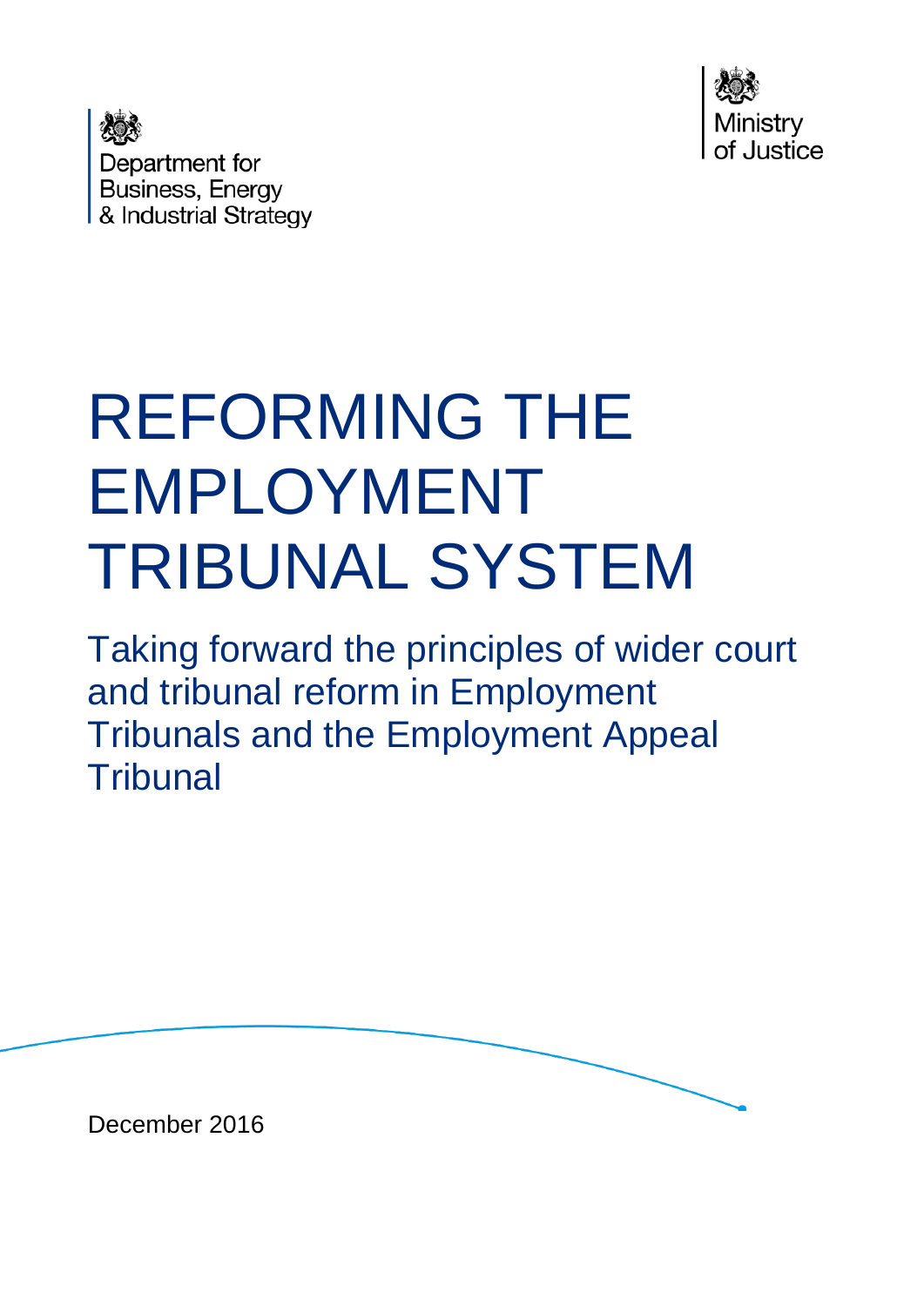Department for Business, Energy & Industrial Strategy

Ministry of Justice

# REFORMING THE EMPLOYMENT TRIBUNAL SYSTEM

## Taking forward the principles of wider court and tribunal reform in Employment Tribunals and the Employment Appeal Tribunal

December 2016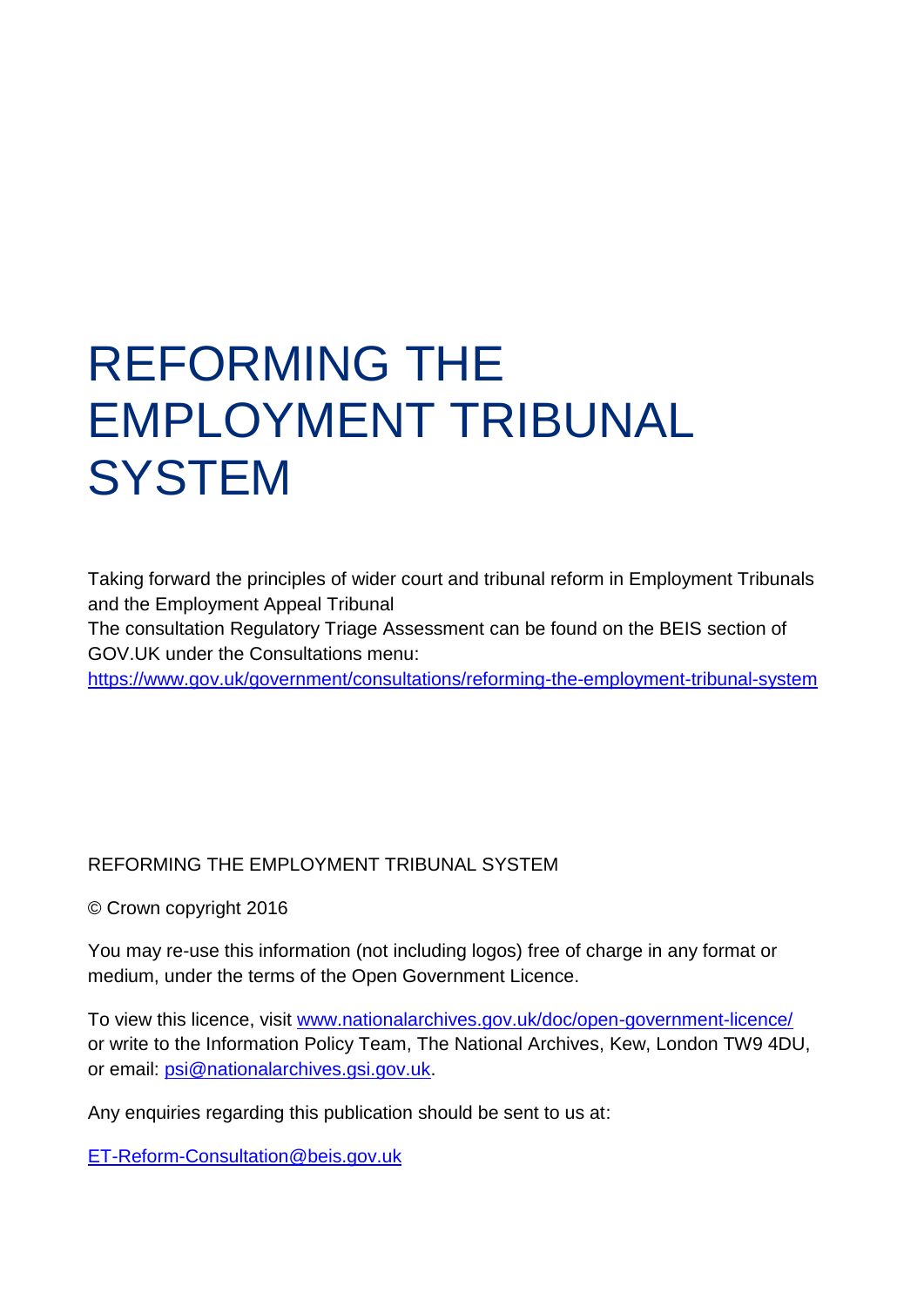# REFORMING THE EMPLOYMENT TRIBUNAL SYSTEM

Taking forward the principles of wider court and tribunal reform in Employment Tribunals and the Employment Appeal Tribunal

The consultation Regulatory Triage Assessment can be found on the BEIS section of GOV.UK under the Consultations menu: [https://www.gov.uk/government/consultations/reforming-the-employment-tribunal-system](https://www.gov.uk/government/consultations/reforming-the-employment-tribunal-system)

REFORMING THE EMPLOYMENT TRIBUNAL SYSTEM

© Crown copyright 2016

You may re-use this information (not including logos) free of charge in any format or medium, under the terms of the Open Government Licence.

To view this licence, visit [www.nationalarchives.gov.uk/doc/open-government-licence/](http://www.nationalarchives.gov.uk/doc/open-government-licence/) or write to the Information Policy Team, The National Archives, Kew, London TW9 4DU, or email: [psi@nationalarchives.gsi.gov.uk](mailto:psi@nationalarchives.gsi.gov.uk).

Any enquiries regarding this publication should be sent to us at:

[ET-Reform-Consultation@beis.gov.uk](mailto:ET-Reform-Consultation@beis.gov.uk)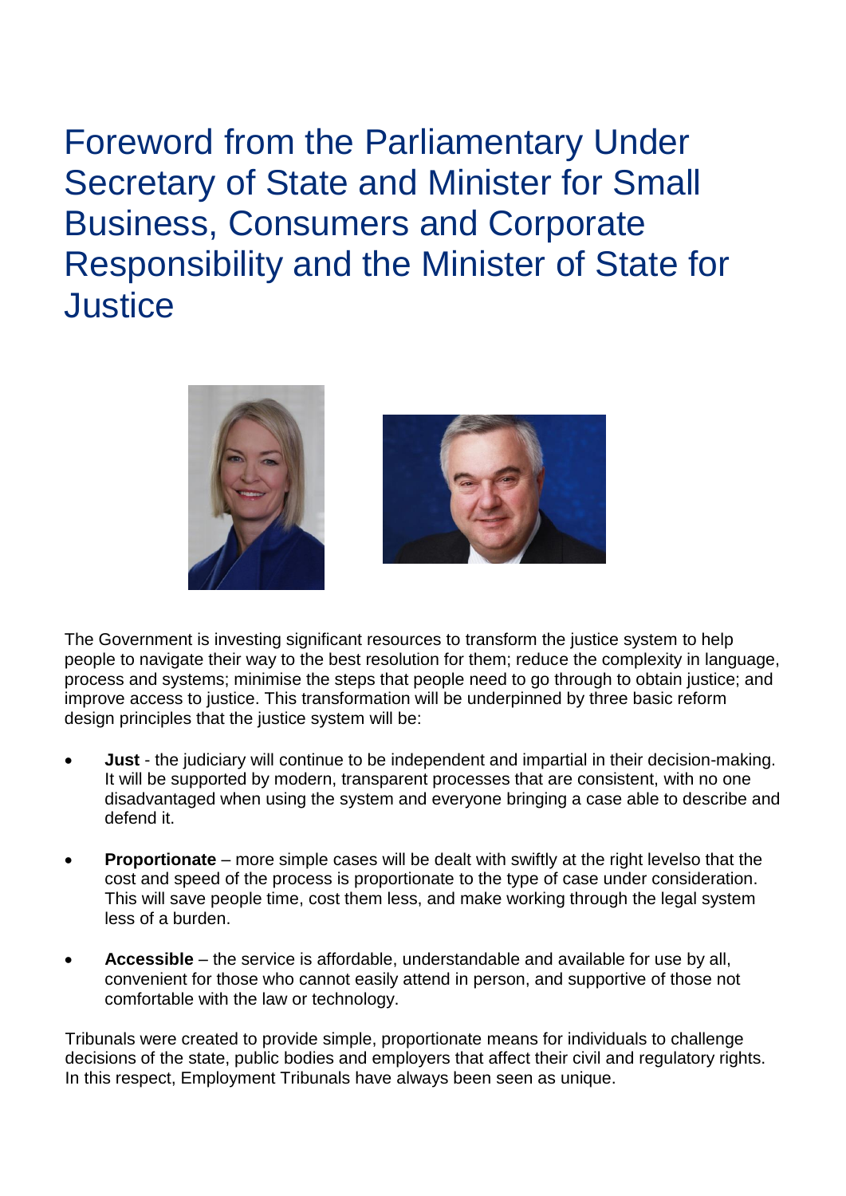# Foreword from the Parliamentary Under Secretary of State and Minister for Small Business, Consumers and Corporate Responsibility and the Minister of State for Justice

The Government is investing significant resources to transform the justice system to help people to navigate their way to the best resolution for them; reduce the complexity in language, process and systems; minimise the steps that people need to go through to obtain justice; and improve access to justice. This transformation will be underpinned by three basic reform design principles that the justice system will be:

- **Just** - the judiciary will continue to be independent and impartial in their decision-making. It will be supported by modern, transparent processes that are consistent, with no one disadvantaged when using the system and everyone bringing a case able to describe and defend it.

- **Proportionate** – more simple cases will be dealt with swiftly at the right levelso that the cost and speed of the process is proportionate to the type of case under consideration. This will save people time, cost them less, and make working through the legal system less of a burden.

- **Accessible** – the service is affordable, understandable and available for use by all, convenient for those who cannot easily attend in person, and supportive of those not comfortable with the law or technology.

Tribunals were created to provide simple, proportionate means for individuals to challenge decisions of the state, public bodies and employers that affect their civil and regulatory rights. In this respect, Employment Tribunals have always been seen as unique.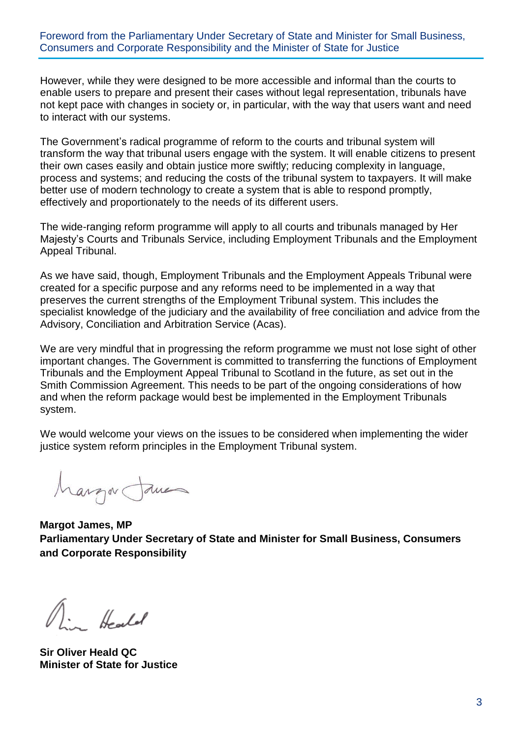## Foreword from the Parliamentary Under Secretary of State and Minister for Small Business, Consumers and Corporate Responsibility and the Minister of State for Justice

However, while they were designed to be more accessible and informal than the courts to enable users to prepare and present their cases without legal representation, tribunals have not kept pace with changes in society or, in particular, with the way that users want and need to interact with our systems.

The Government's radical programme of reform to the courts and tribunal system will transform the way that tribunal users engage with the system. It will enable citizens to present their own cases easily and obtain justice more swiftly; reducing complexity in language, process and systems; and reducing the costs of the tribunal system to taxpayers. It will make better use of modern technology to create a system that is able to respond promptly, effectively and proportionately to the needs of its different users.

The wide-ranging reform programme will apply to all courts and tribunals managed by Her Majesty's Courts and Tribunals Service, including Employment Tribunals and the Employment Appeal Tribunal.

As we have said, though, Employment Tribunals and the Employment Appeals Tribunal were created for a specific purpose and any reforms need to be implemented in a way that preserves the current strengths of the Employment Tribunal system. This includes the specialist knowledge of the judiciary and the availability of free conciliation and advice from the Advisory, Conciliation and Arbitration Service (Acas).

We are very mindful that in progressing the reform programme we must not lose sight of other important changes. The Government is committed to transferring the functions of Employment Tribunals and the Employment Appeal Tribunal to Scotland in the future, as set out in the Smith Commission Agreement. This needs to be part of the ongoing considerations of how and when the reform package would best be implemented in the Employment Tribunals system.

We would welcome your views on the issues to be considered when implementing the wider justice system reform principles in the Employment Tribunal system.

**Margot James, MP**
**Parliamentary Under Secretary of State and Minister for Small Business, Consumers and Corporate Responsibility**

**Sir Oliver Heald QC**
**Minister of State for Justice**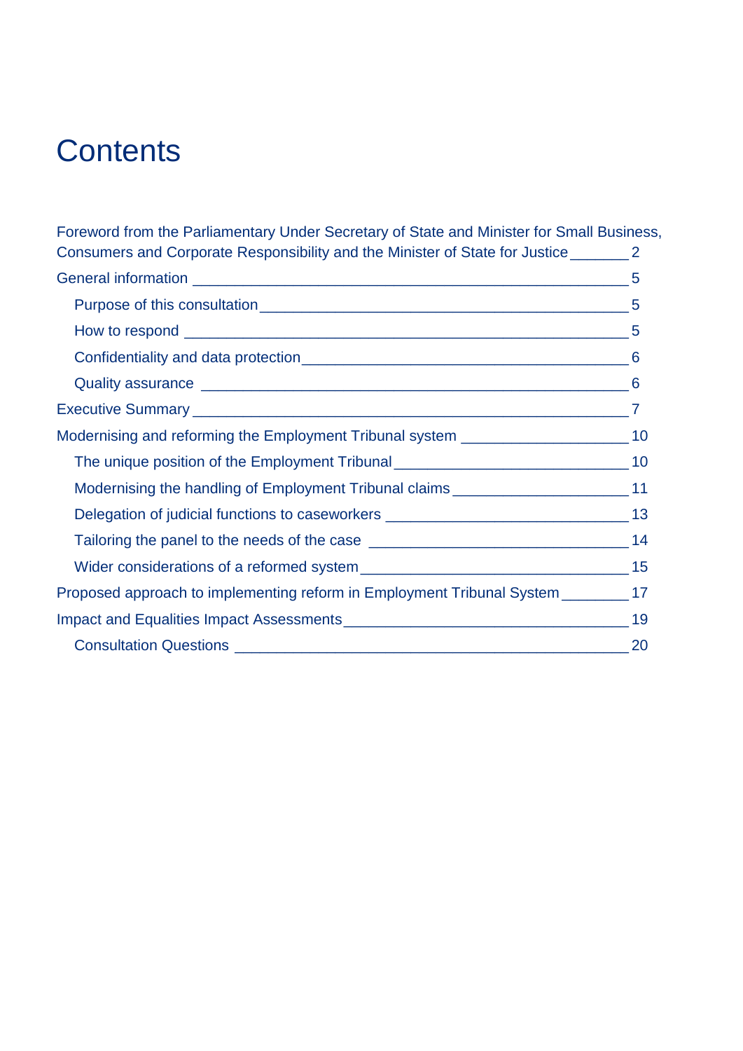# Contents

Foreword from the Parliamentary Under Secretary of State and Minister for Small Business, Consumers and Corporate Responsibility and the Minister of State for Justice 2

General information 5

- Purpose of this consultation 5
- How to respond 5
- Confidentiality and data protection 6
- Quality assurance 6

Executive Summary 7

Modernising and reforming the Employment Tribunal system 10

- The unique position of the Employment Tribunal 10
- Modernising the handling of Employment Tribunal claims 11
- Delegation of judicial functions to caseworkers 13
- Tailoring the panel to the needs of the case 14
- Wider considerations of a reformed system 15

Proposed approach to implementing reform in Employment Tribunal System 17

Impact and Equalities Impact Assessments 19

- Consultation Questions 20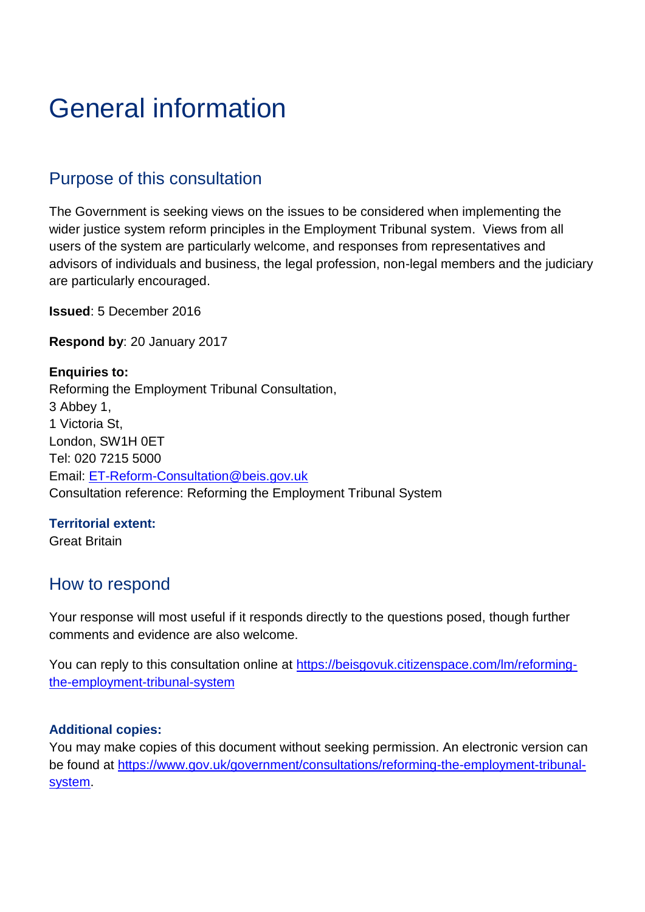# General information

## Purpose of this consultation

The Government is seeking views on the issues to be considered when implementing the wider justice system reform principles in the Employment Tribunal system. Views from all users of the system are particularly welcome, and responses from representatives and advisors of individuals and business, the legal profession, non-legal members and the judiciary are particularly encouraged.

**Issued**: 5 December 2016

**Respond by**: 20 January 2017

**Enquiries to:**
Reforming the Employment Tribunal Consultation,
3 Abbey 1,
1 Victoria St,
London, SW1H 0ET
Tel: 020 7215 5000
Email: [ET-Reform-Consultation@beis.gov.uk](mailto:ET-Reform-Consultation@beis.gov.uk)
Consultation reference: Reforming the Employment Tribunal System

**Territorial extent:**
Great Britain

## How to respond

Your response will most useful if it responds directly to the questions posed, though further comments and evidence are also welcome.

You can reply to this consultation online at [https://beisgovuk.citizenspace.com/lm/reforming-the-employment-tribunal-system](https://beisgovuk.citizenspace.com/lm/reforming-the-employment-tribunal-system)

**Additional copies:**
You may make copies of this document without seeking permission. An electronic version can be found at [https://www.gov.uk/government/consultations/reforming-the-employment-tribunal-system](https://www.gov.uk/government/consultations/reforming-the-employment-tribunal-system).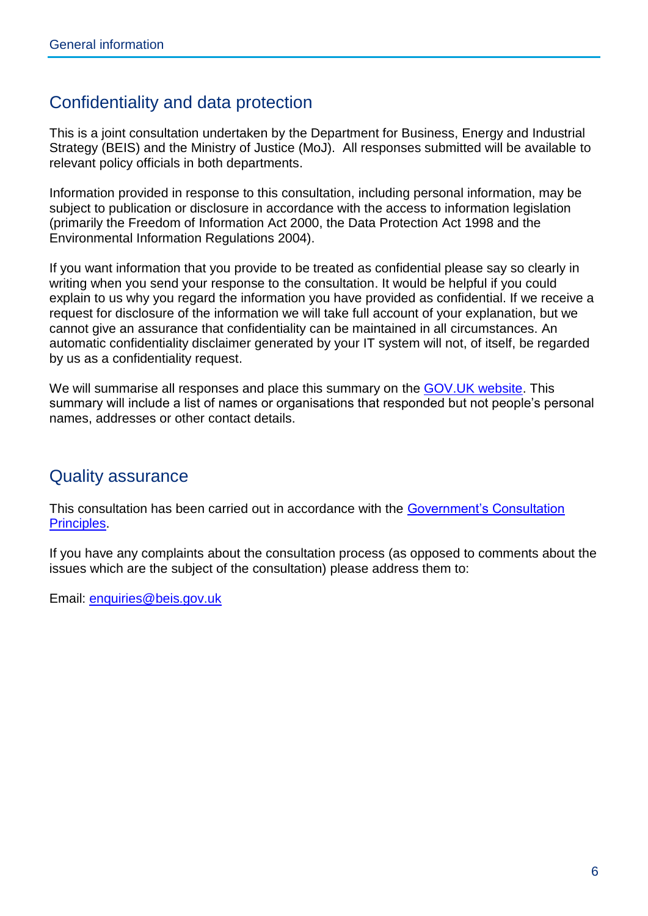## Confidentiality and data protection

This is a joint consultation undertaken by the Department for Business, Energy and Industrial Strategy (BEIS) and the Ministry of Justice (MoJ). All responses submitted will be available to relevant policy officials in both departments.

Information provided in response to this consultation, including personal information, may be subject to publication or disclosure in accordance with the access to information legislation (primarily the Freedom of Information Act 2000, the Data Protection Act 1998 and the Environmental Information Regulations 2004).

If you want information that you provide to be treated as confidential please say so clearly in writing when you send your response to the consultation. It would be helpful if you could explain to us why you regard the information you have provided as confidential. If we receive a request for disclosure of the information we will take full account of your explanation, but we cannot give an assurance that confidentiality can be maintained in all circumstances. An automatic confidentiality disclaimer generated by your IT system will not, of itself, be regarded by us as a confidentiality request.

We will summarise all responses and place this summary on the GOV.UK website. This summary will include a list of names or organisations that responded but not people's personal names, addresses or other contact details.

## Quality assurance

This consultation has been carried out in accordance with the Government's Consultation Principles.

If you have any complaints about the consultation process (as opposed to comments about the issues which are the subject of the consultation) please address them to:

Email: enquiries@beis.gov.uk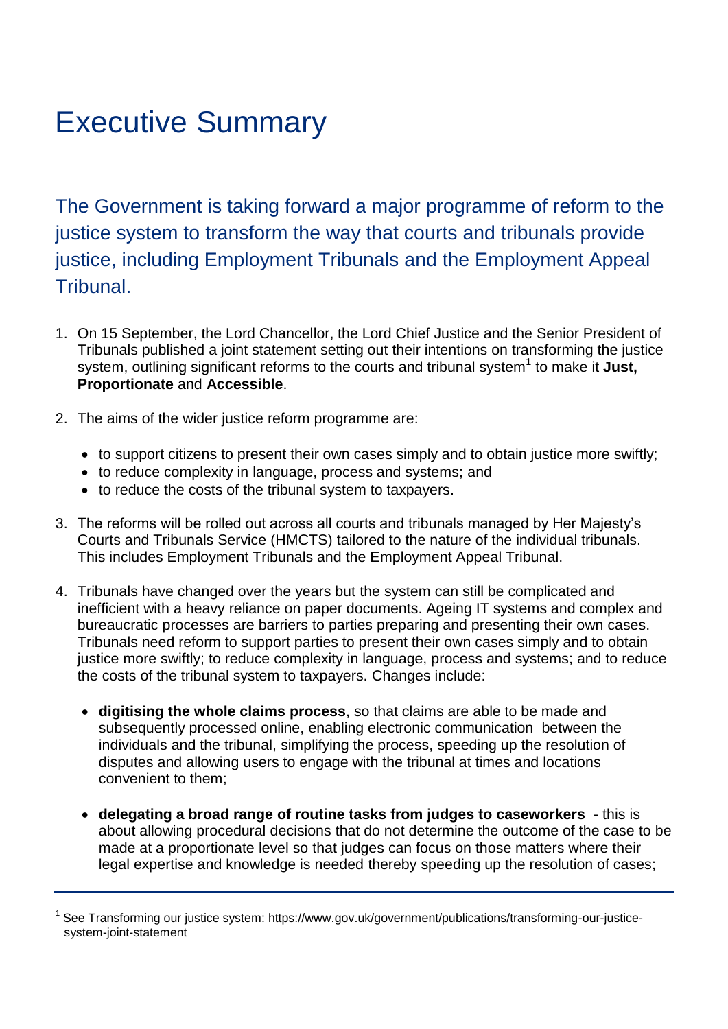# Executive Summary

## The Government is taking forward a major programme of reform to the justice system to transform the way that courts and tribunals provide justice, including Employment Tribunals and the Employment Appeal Tribunal.

1. On 15 September, the Lord Chancellor, the Lord Chief Justice and the Senior President of Tribunals published a joint statement setting out their intentions on transforming the justice system, outlining significant reforms to the courts and tribunal system[1] to make it **Just, Proportionate** and **Accessible**.

2. The aims of the wider justice reform programme are:

   - to support citizens to present their own cases simply and to obtain justice more swiftly;
   - to reduce complexity in language, process and systems; and
   - to reduce the costs of the tribunal system to taxpayers.

3. The reforms will be rolled out across all courts and tribunals managed by Her Majesty's Courts and Tribunals Service (HMCTS) tailored to the nature of the individual tribunals. This includes Employment Tribunals and the Employment Appeal Tribunal.

4. Tribunals have changed over the years but the system can still be complicated and inefficient with a heavy reliance on paper documents. Ageing IT systems and complex and bureaucratic processes are barriers to parties preparing and presenting their own cases. Tribunals need reform to support parties to present their own cases simply and to obtain justice more swiftly; to reduce complexity in language, process and systems; and to reduce the costs of the tribunal system to taxpayers. Changes include:

   - **digitising the whole claims process**, so that claims are able to be made and subsequently processed online, enabling electronic communication between the individuals and the tribunal, simplifying the process, speeding up the resolution of disputes and allowing users to engage with the tribunal at times and locations convenient to them;

   - **delegating a broad range of routine tasks from judges to caseworkers** - this is about allowing procedural decisions that do not determine the outcome of the case to be made at a proportionate level so that judges can focus on those matters where their legal expertise and knowledge is needed thereby speeding up the resolution of cases;

---

[1] See Transforming our justice system: https://www.gov.uk/government/publications/transforming-our-justice-system-joint-statement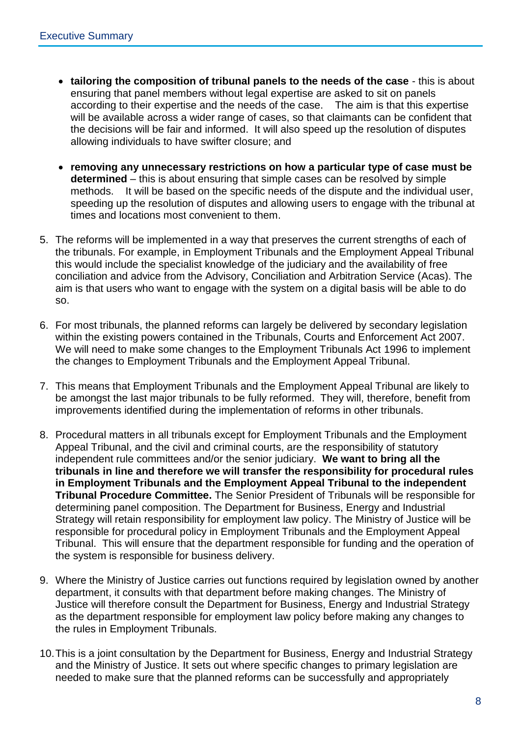- **tailoring the composition of tribunal panels to the needs of the case** - this is about ensuring that panel members without legal expertise are asked to sit on panels according to their expertise and the needs of the case. The aim is that this expertise will be available across a wider range of cases, so that claimants can be confident that the decisions will be fair and informed. It will also speed up the resolution of disputes allowing individuals to have swifter closure; and

- **removing any unnecessary restrictions on how a particular type of case must be determined** – this is about ensuring that simple cases can be resolved by simple methods. It will be based on the specific needs of the dispute and the individual user, speeding up the resolution of disputes and allowing users to engage with the tribunal at times and locations most convenient to them.

5. The reforms will be implemented in a way that preserves the current strengths of each of the tribunals. For example, in Employment Tribunals and the Employment Appeal Tribunal this would include the specialist knowledge of the judiciary and the availability of free conciliation and advice from the Advisory, Conciliation and Arbitration Service (Acas). The aim is that users who want to engage with the system on a digital basis will be able to do so.

6. For most tribunals, the planned reforms can largely be delivered by secondary legislation within the existing powers contained in the Tribunals, Courts and Enforcement Act 2007. We will need to make some changes to the Employment Tribunals Act 1996 to implement the changes to Employment Tribunals and the Employment Appeal Tribunal.

7. This means that Employment Tribunals and the Employment Appeal Tribunal are likely to be amongst the last major tribunals to be fully reformed. They will, therefore, benefit from improvements identified during the implementation of reforms in other tribunals.

8. Procedural matters in all tribunals except for Employment Tribunals and the Employment Appeal Tribunal, and the civil and criminal courts, are the responsibility of statutory independent rule committees and/or the senior judiciary. **We want to bring all the tribunals in line and therefore we will transfer the responsibility for procedural rules in Employment Tribunals and the Employment Appeal Tribunal to the independent Tribunal Procedure Committee.** The Senior President of Tribunals will be responsible for determining panel composition. The Department for Business, Energy and Industrial Strategy will retain responsibility for employment law policy. The Ministry of Justice will be responsible for procedural policy in Employment Tribunals and the Employment Appeal Tribunal. This will ensure that the department responsible for funding and the operation of the system is responsible for business delivery.

9. Where the Ministry of Justice carries out functions required by legislation owned by another department, it consults with that department before making changes. The Ministry of Justice will therefore consult the Department for Business, Energy and Industrial Strategy as the department responsible for employment law policy before making any changes to the rules in Employment Tribunals.

10. This is a joint consultation by the Department for Business, Energy and Industrial Strategy and the Ministry of Justice. It sets out where specific changes to primary legislation are needed to make sure that the planned reforms can be successfully and appropriately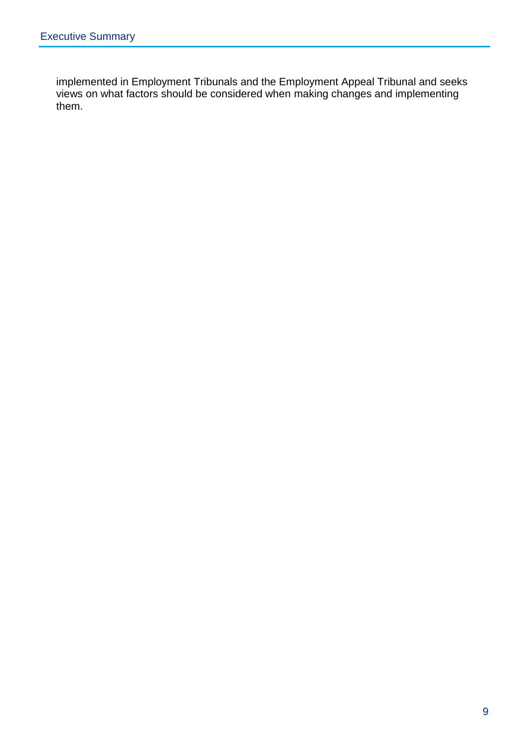implemented in Employment Tribunals and the Employment Appeal Tribunal and seeks views on what factors should be considered when making changes and implementing them.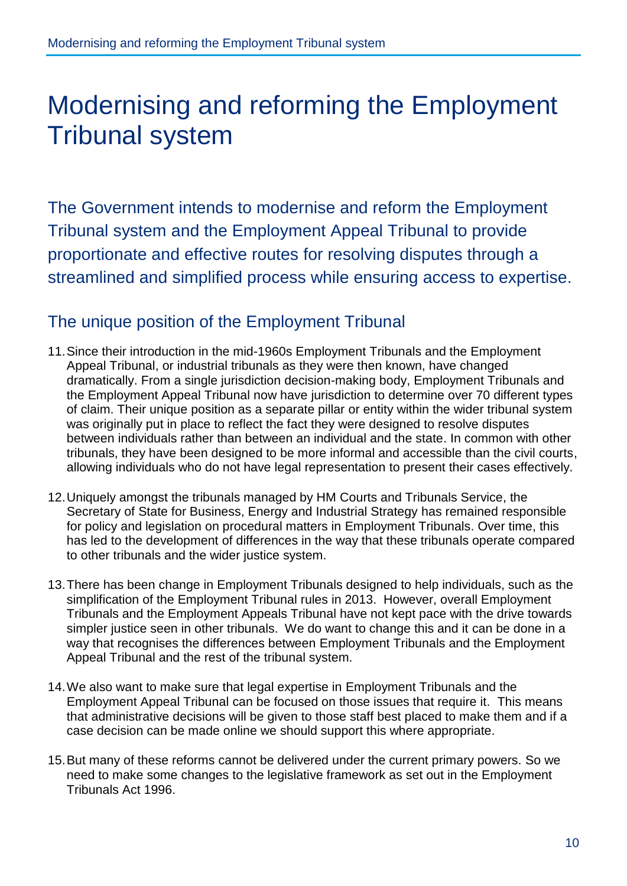# Modernising and reforming the Employment Tribunal system

The Government intends to modernise and reform the Employment Tribunal system and the Employment Appeal Tribunal to provide proportionate and effective routes for resolving disputes through a streamlined and simplified process while ensuring access to expertise.

## The unique position of the Employment Tribunal

11. Since their introduction in the mid-1960s Employment Tribunals and the Employment Appeal Tribunal, or industrial tribunals as they were then known, have changed dramatically. From a single jurisdiction decision-making body, Employment Tribunals and the Employment Appeal Tribunal now have jurisdiction to determine over 70 different types of claim. Their unique position as a separate pillar or entity within the wider tribunal system was originally put in place to reflect the fact they were designed to resolve disputes between individuals rather than between an individual and the state. In common with other tribunals, they have been designed to be more informal and accessible than the civil courts, allowing individuals who do not have legal representation to present their cases effectively.

12. Uniquely amongst the tribunals managed by HM Courts and Tribunals Service, the Secretary of State for Business, Energy and Industrial Strategy has remained responsible for policy and legislation on procedural matters in Employment Tribunals. Over time, this has led to the development of differences in the way that these tribunals operate compared to other tribunals and the wider justice system.

13. There has been change in Employment Tribunals designed to help individuals, such as the simplification of the Employment Tribunal rules in 2013. However, overall Employment Tribunals and the Employment Appeals Tribunal have not kept pace with the drive towards simpler justice seen in other tribunals. We do want to change this and it can be done in a way that recognises the differences between Employment Tribunals and the Employment Appeal Tribunal and the rest of the tribunal system.

14. We also want to make sure that legal expertise in Employment Tribunals and the Employment Appeal Tribunal can be focused on those issues that require it. This means that administrative decisions will be given to those staff best placed to make them and if a case decision can be made online we should support this where appropriate.

15. But many of these reforms cannot be delivered under the current primary powers. So we need to make some changes to the legislative framework as set out in the Employment Tribunals Act 1996.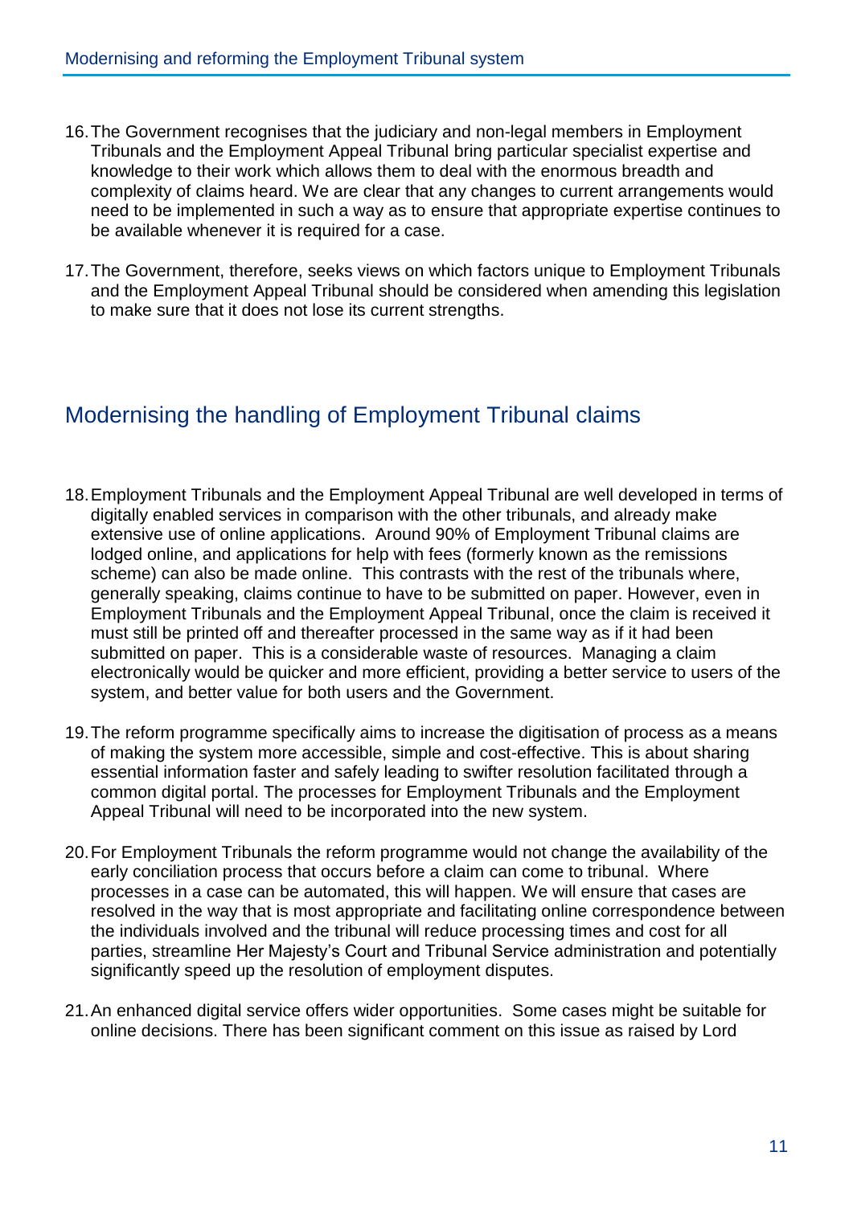16. The Government recognises that the judiciary and non-legal members in Employment Tribunals and the Employment Appeal Tribunal bring particular specialist expertise and knowledge to their work which allows them to deal with the enormous breadth and complexity of claims heard. We are clear that any changes to current arrangements would need to be implemented in such a way as to ensure that appropriate expertise continues to be available whenever it is required for a case.

17. The Government, therefore, seeks views on which factors unique to Employment Tribunals and the Employment Appeal Tribunal should be considered when amending this legislation to make sure that it does not lose its current strengths.

## Modernising the handling of Employment Tribunal claims

18. Employment Tribunals and the Employment Appeal Tribunal are well developed in terms of digitally enabled services in comparison with the other tribunals, and already make extensive use of online applications. Around 90% of Employment Tribunal claims are lodged online, and applications for help with fees (formerly known as the remissions scheme) can also be made online. This contrasts with the rest of the tribunals where, generally speaking, claims continue to have to be submitted on paper. However, even in Employment Tribunals and the Employment Appeal Tribunal, once the claim is received it must still be printed off and thereafter processed in the same way as if it had been submitted on paper. This is a considerable waste of resources. Managing a claim electronically would be quicker and more efficient, providing a better service to users of the system, and better value for both users and the Government.

19. The reform programme specifically aims to increase the digitisation of process as a means of making the system more accessible, simple and cost-effective. This is about sharing essential information faster and safely leading to swifter resolution facilitated through a common digital portal. The processes for Employment Tribunals and the Employment Appeal Tribunal will need to be incorporated into the new system.

20. For Employment Tribunals the reform programme would not change the availability of the early conciliation process that occurs before a claim can come to tribunal. Where processes in a case can be automated, this will happen. We will ensure that cases are resolved in the way that is most appropriate and facilitating online correspondence between the individuals involved and the tribunal will reduce processing times and cost for all parties, streamline Her Majesty's Court and Tribunal Service administration and potentially significantly speed up the resolution of employment disputes.

21. An enhanced digital service offers wider opportunities. Some cases might be suitable for online decisions. There has been significant comment on this issue as raised by Lord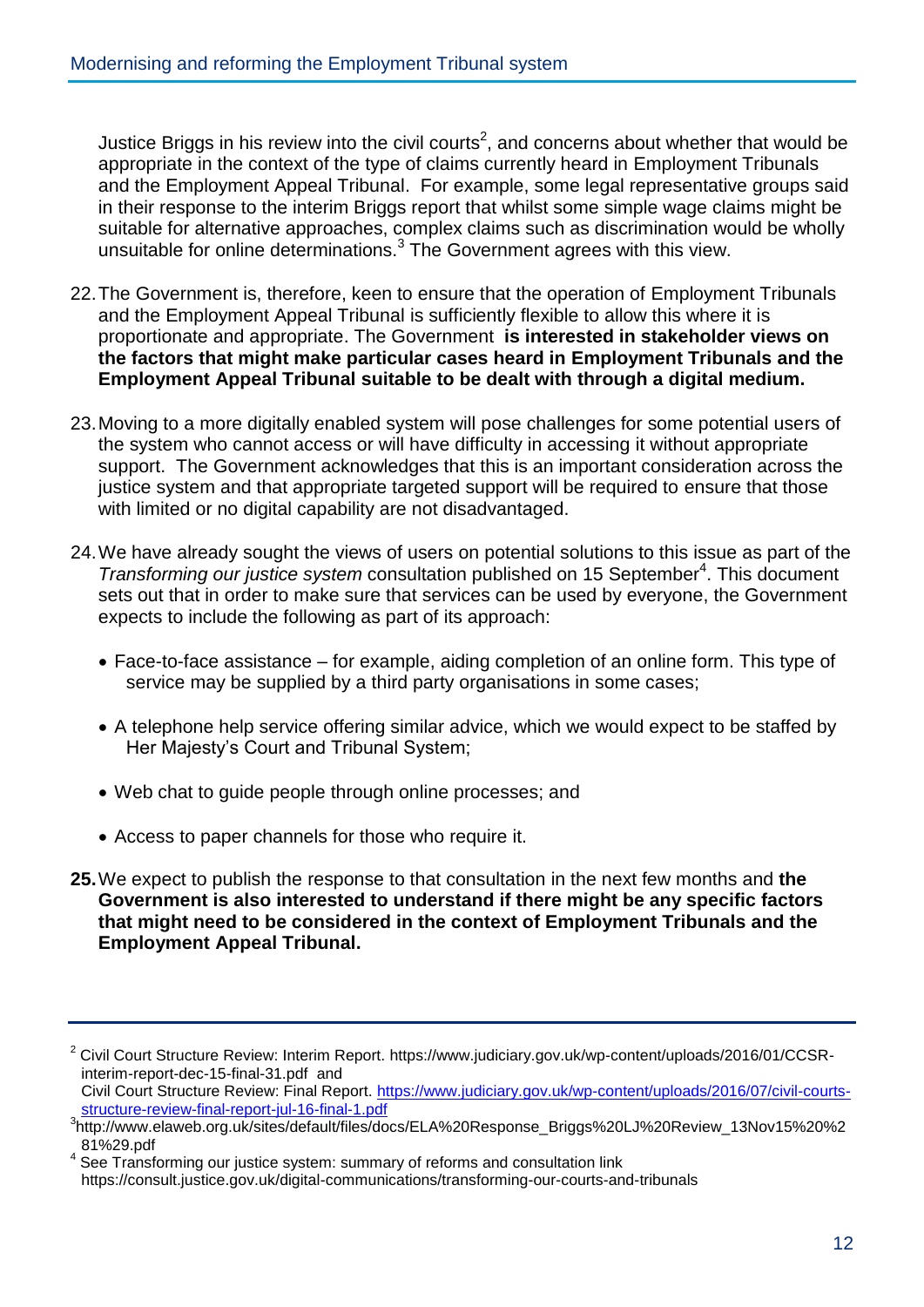Justice Briggs in his review into the civil courts[2], and concerns about whether that would be appropriate in the context of the type of claims currently heard in Employment Tribunals and the Employment Appeal Tribunal. For example, some legal representative groups said in their response to the interim Briggs report that whilst some simple wage claims might be suitable for alternative approaches, complex claims such as discrimination would be wholly unsuitable for online determinations.[3] The Government agrees with this view.

22. The Government is, therefore, keen to ensure that the operation of Employment Tribunals and the Employment Appeal Tribunal is sufficiently flexible to allow this where it is proportionate and appropriate. The Government **is interested in stakeholder views on the factors that might make particular cases heard in Employment Tribunals and the Employment Appeal Tribunal suitable to be dealt with through a digital medium.**

23. Moving to a more digitally enabled system will pose challenges for some potential users of the system who cannot access or will have difficulty in accessing it without appropriate support. The Government acknowledges that this is an important consideration across the justice system and that appropriate targeted support will be required to ensure that those with limited or no digital capability are not disadvantaged.

24. We have already sought the views of users on potential solutions to this issue as part of the *Transforming our justice system* consultation published on 15 September[4]. This document sets out that in order to make sure that services can be used by everyone, the Government expects to include the following as part of its approach:

    - Face-to-face assistance – for example, aiding completion of an online form. This type of service may be supplied by a third party organisations in some cases;
    - A telephone help service offering similar advice, which we would expect to be staffed by Her Majesty's Court and Tribunal System;
    - Web chat to guide people through online processes; and
    - Access to paper channels for those who require it.

**25.** We expect to publish the response to that consultation in the next few months and **the Government is also interested to understand if there might be any specific factors that might need to be considered in the context of Employment Tribunals and the Employment Appeal Tribunal.**

---

[2] Civil Court Structure Review: Interim Report. https://www.judiciary.gov.uk/wp-content/uploads/2016/01/CCSR-interim-report-dec-15-final-31.pdf and Civil Court Structure Review: Final Report. https://www.judiciary.gov.uk/wp-content/uploads/2016/07/civil-courts-structure-review-final-report-jul-16-final-1.pdf

[3] http://www.elaweb.org.uk/sites/default/files/docs/ELA%20Response_Briggs%20LJ%20Review_13Nov15%20%281%29.pdf

[4] See Transforming our justice system: summary of reforms and consultation link https://consult.justice.gov.uk/digital-communications/transforming-our-courts-and-tribunals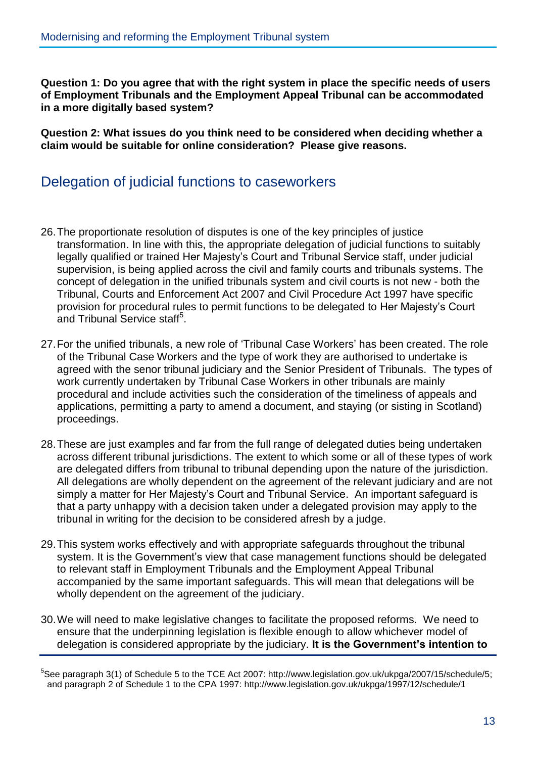**Question 1: Do you agree that with the right system in place the specific needs of users of Employment Tribunals and the Employment Appeal Tribunal can be accommodated in a more digitally based system?**

**Question 2: What issues do you think need to be considered when deciding whether a claim would be suitable for online consideration? Please give reasons.**

## Delegation of judicial functions to caseworkers

26. The proportionate resolution of disputes is one of the key principles of justice transformation. In line with this, the appropriate delegation of judicial functions to suitably legally qualified or trained Her Majesty's Court and Tribunal Service staff, under judicial supervision, is being applied across the civil and family courts and tribunals systems. The concept of delegation in the unified tribunals system and civil courts is not new - both the Tribunal, Courts and Enforcement Act 2007 and Civil Procedure Act 1997 have specific provision for procedural rules to permit functions to be delegated to Her Majesty's Court and Tribunal Service staff[5].

27. For the unified tribunals, a new role of 'Tribunal Case Workers' has been created. The role of the Tribunal Case Workers and the type of work they are authorised to undertake is agreed with the senor tribunal judiciary and the Senior President of Tribunals. The types of work currently undertaken by Tribunal Case Workers in other tribunals are mainly procedural and include activities such the consideration of the timeliness of appeals and applications, permitting a party to amend a document, and staying (or sisting in Scotland) proceedings.

28. These are just examples and far from the full range of delegated duties being undertaken across different tribunal jurisdictions. The extent to which some or all of these types of work are delegated differs from tribunal to tribunal depending upon the nature of the jurisdiction. All delegations are wholly dependent on the agreement of the relevant judiciary and are not simply a matter for Her Majesty's Court and Tribunal Service. An important safeguard is that a party unhappy with a decision taken under a delegated provision may apply to the tribunal in writing for the decision to be considered afresh by a judge.

29. This system works effectively and with appropriate safeguards throughout the tribunal system. It is the Government's view that case management functions should be delegated to relevant staff in Employment Tribunals and the Employment Appeal Tribunal accompanied by the same important safeguards. This will mean that delegations will be wholly dependent on the agreement of the judiciary.

30. We will need to make legislative changes to facilitate the proposed reforms. We need to ensure that the underpinning legislation is flexible enough to allow whichever model of delegation is considered appropriate by the judiciary. **It is the Government's intention to**

[5] See paragraph 3(1) of Schedule 5 to the TCE Act 2007: http://www.legislation.gov.uk/ukpga/2007/15/schedule/5; and paragraph 2 of Schedule 1 to the CPA 1997: http://www.legislation.gov.uk/ukpga/1997/12/schedule/1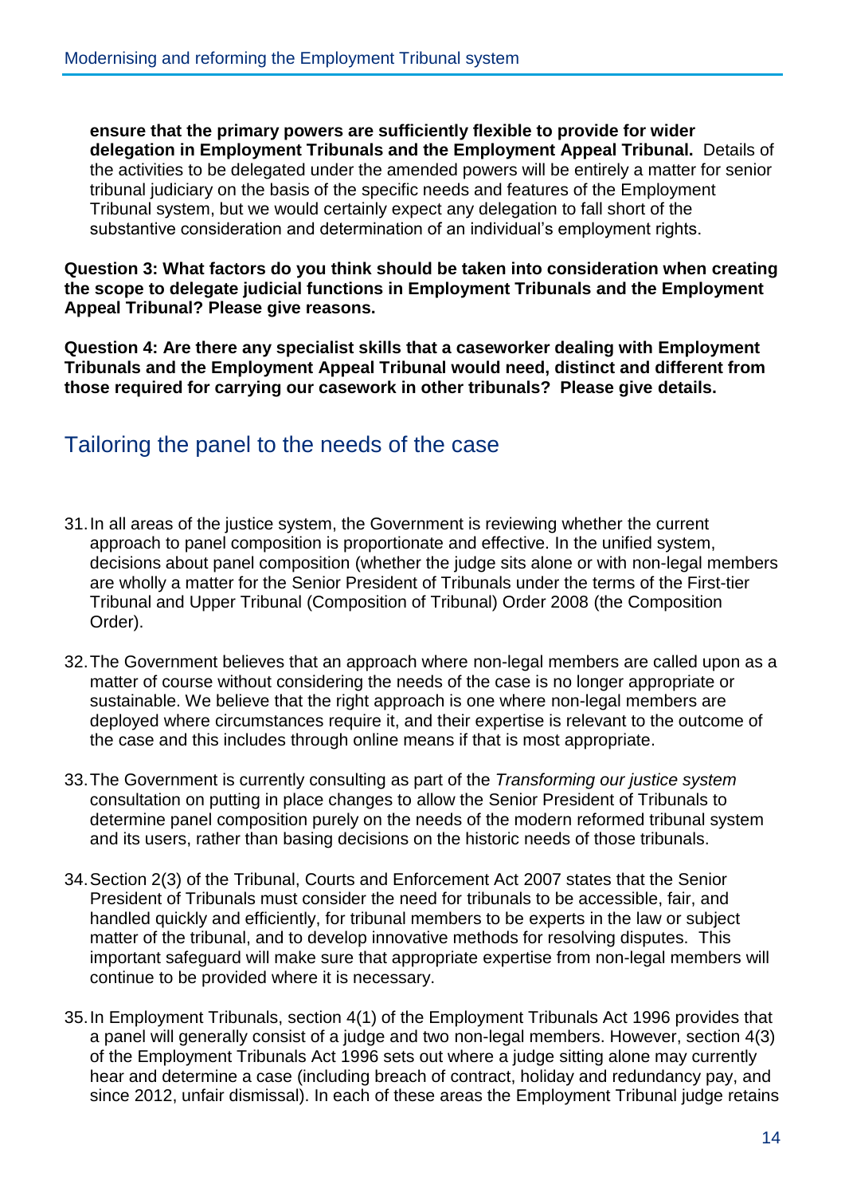**ensure that the primary powers are sufficiently flexible to provide for wider delegation in Employment Tribunals and the Employment Appeal Tribunal.** Details of the activities to be delegated under the amended powers will be entirely a matter for senior tribunal judiciary on the basis of the specific needs and features of the Employment Tribunal system, but we would certainly expect any delegation to fall short of the substantive consideration and determination of an individual's employment rights.

**Question 3: What factors do you think should be taken into consideration when creating the scope to delegate judicial functions in Employment Tribunals and the Employment Appeal Tribunal? Please give reasons.**

**Question 4: Are there any specialist skills that a caseworker dealing with Employment Tribunals and the Employment Appeal Tribunal would need, distinct and different from those required for carrying our casework in other tribunals? Please give details.**

## Tailoring the panel to the needs of the case

31. In all areas of the justice system, the Government is reviewing whether the current approach to panel composition is proportionate and effective. In the unified system, decisions about panel composition (whether the judge sits alone or with non-legal members are wholly a matter for the Senior President of Tribunals under the terms of the First-tier Tribunal and Upper Tribunal (Composition of Tribunal) Order 2008 (the Composition Order).

32. The Government believes that an approach where non-legal members are called upon as a matter of course without considering the needs of the case is no longer appropriate or sustainable. We believe that the right approach is one where non-legal members are deployed where circumstances require it, and their expertise is relevant to the outcome of the case and this includes through online means if that is most appropriate.

33. The Government is currently consulting as part of the *Transforming our justice system* consultation on putting in place changes to allow the Senior President of Tribunals to determine panel composition purely on the needs of the modern reformed tribunal system and its users, rather than basing decisions on the historic needs of those tribunals.

34. Section 2(3) of the Tribunal, Courts and Enforcement Act 2007 states that the Senior President of Tribunals must consider the need for tribunals to be accessible, fair, and handled quickly and efficiently, for tribunal members to be experts in the law or subject matter of the tribunal, and to develop innovative methods for resolving disputes. This important safeguard will make sure that appropriate expertise from non-legal members will continue to be provided where it is necessary.

35. In Employment Tribunals, section 4(1) of the Employment Tribunals Act 1996 provides that a panel will generally consist of a judge and two non-legal members. However, section 4(3) of the Employment Tribunals Act 1996 sets out where a judge sitting alone may currently hear and determine a case (including breach of contract, holiday and redundancy pay, and since 2012, unfair dismissal). In each of these areas the Employment Tribunal judge retains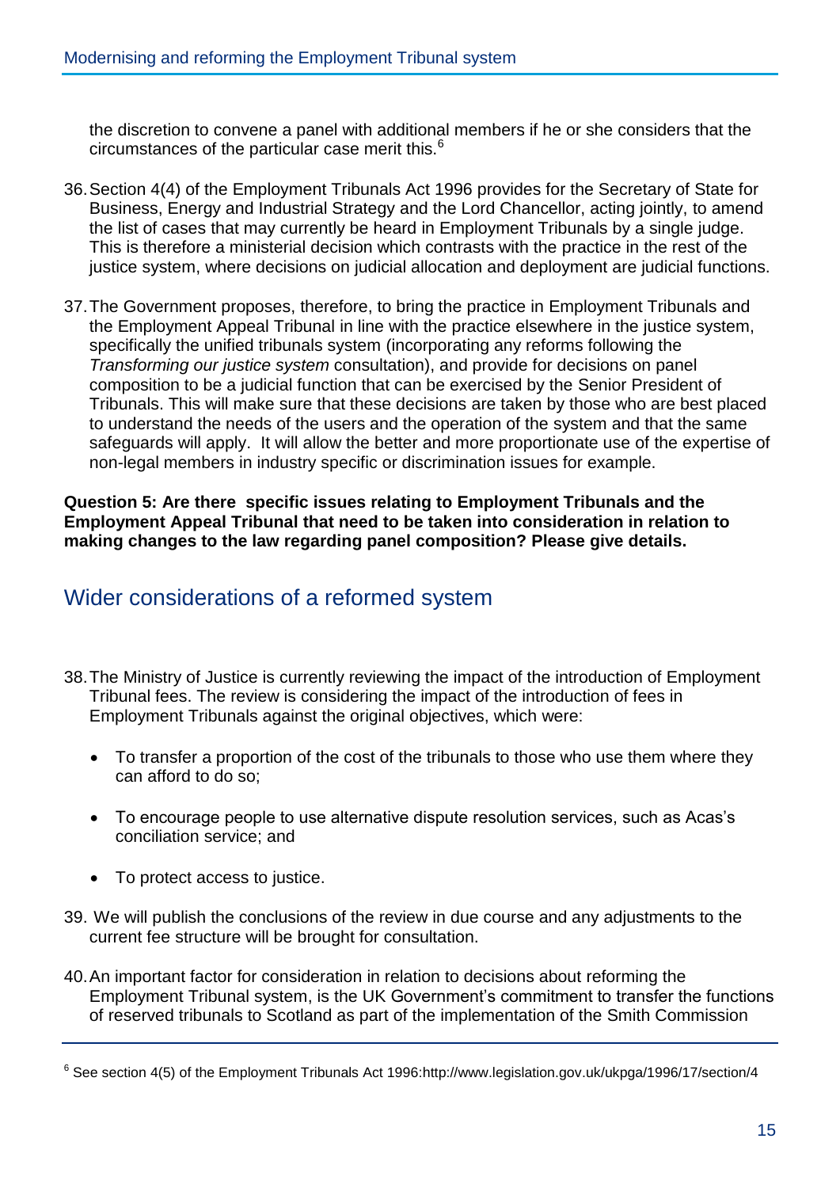the discretion to convene a panel with additional members if he or she considers that the circumstances of the particular case merit this.[6]

36. Section 4(4) of the Employment Tribunals Act 1996 provides for the Secretary of State for Business, Energy and Industrial Strategy and the Lord Chancellor, acting jointly, to amend the list of cases that may currently be heard in Employment Tribunals by a single judge. This is therefore a ministerial decision which contrasts with the practice in the rest of the justice system, where decisions on judicial allocation and deployment are judicial functions.

37. The Government proposes, therefore, to bring the practice in Employment Tribunals and the Employment Appeal Tribunal in line with the practice elsewhere in the justice system, specifically the unified tribunals system (incorporating any reforms following the *Transforming our justice system* consultation), and provide for decisions on panel composition to be a judicial function that can be exercised by the Senior President of Tribunals. This will make sure that these decisions are taken by those who are best placed to understand the needs of the users and the operation of the system and that the same safeguards will apply. It will allow the better and more proportionate use of the expertise of non-legal members in industry specific or discrimination issues for example.

**Question 5: Are there specific issues relating to Employment Tribunals and the Employment Appeal Tribunal that need to be taken into consideration in relation to making changes to the law regarding panel composition? Please give details.**

## Wider considerations of a reformed system

38. The Ministry of Justice is currently reviewing the impact of the introduction of Employment Tribunal fees. The review is considering the impact of the introduction of fees in Employment Tribunals against the original objectives, which were:

- To transfer a proportion of the cost of the tribunals to those who use them where they can afford to do so;
- To encourage people to use alternative dispute resolution services, such as Acas's conciliation service; and
- To protect access to justice.

39. We will publish the conclusions of the review in due course and any adjustments to the current fee structure will be brought for consultation.

40. An important factor for consideration in relation to decisions about reforming the Employment Tribunal system, is the UK Government's commitment to transfer the functions of reserved tribunals to Scotland as part of the implementation of the Smith Commission

---

[6] See section 4(5) of the Employment Tribunals Act 1996:http://www.legislation.gov.uk/ukpga/1996/17/section/4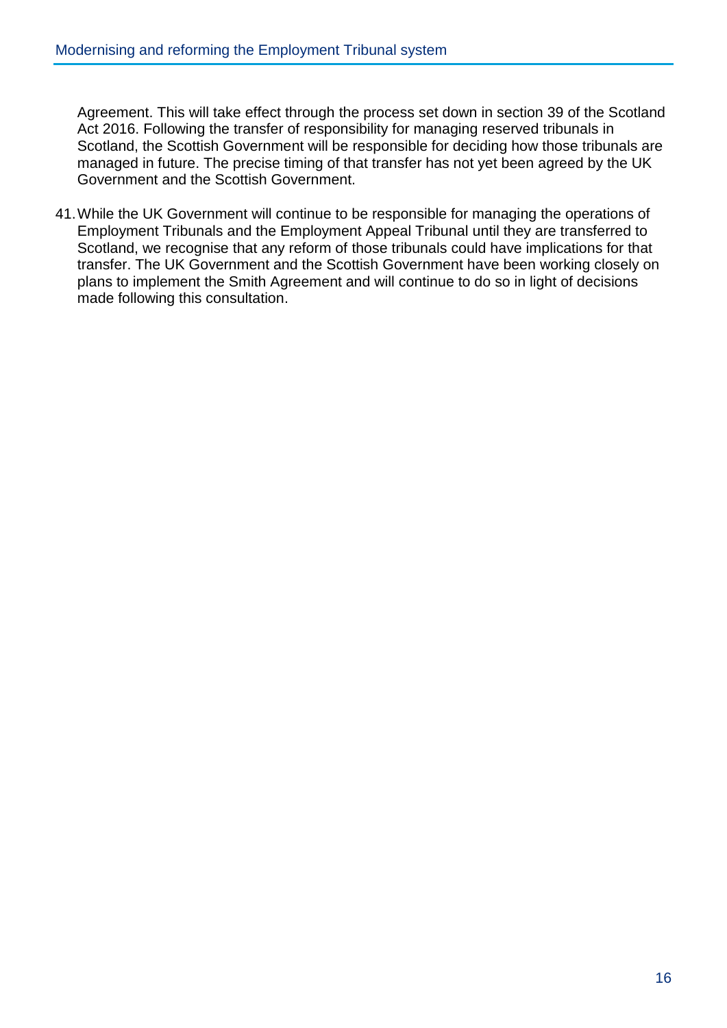Agreement. This will take effect through the process set down in section 39 of the Scotland Act 2016. Following the transfer of responsibility for managing reserved tribunals in Scotland, the Scottish Government will be responsible for deciding how those tribunals are managed in future. The precise timing of that transfer has not yet been agreed by the UK Government and the Scottish Government.

41. While the UK Government will continue to be responsible for managing the operations of Employment Tribunals and the Employment Appeal Tribunal until they are transferred to Scotland, we recognise that any reform of those tribunals could have implications for that transfer. The UK Government and the Scottish Government have been working closely on plans to implement the Smith Agreement and will continue to do so in light of decisions made following this consultation.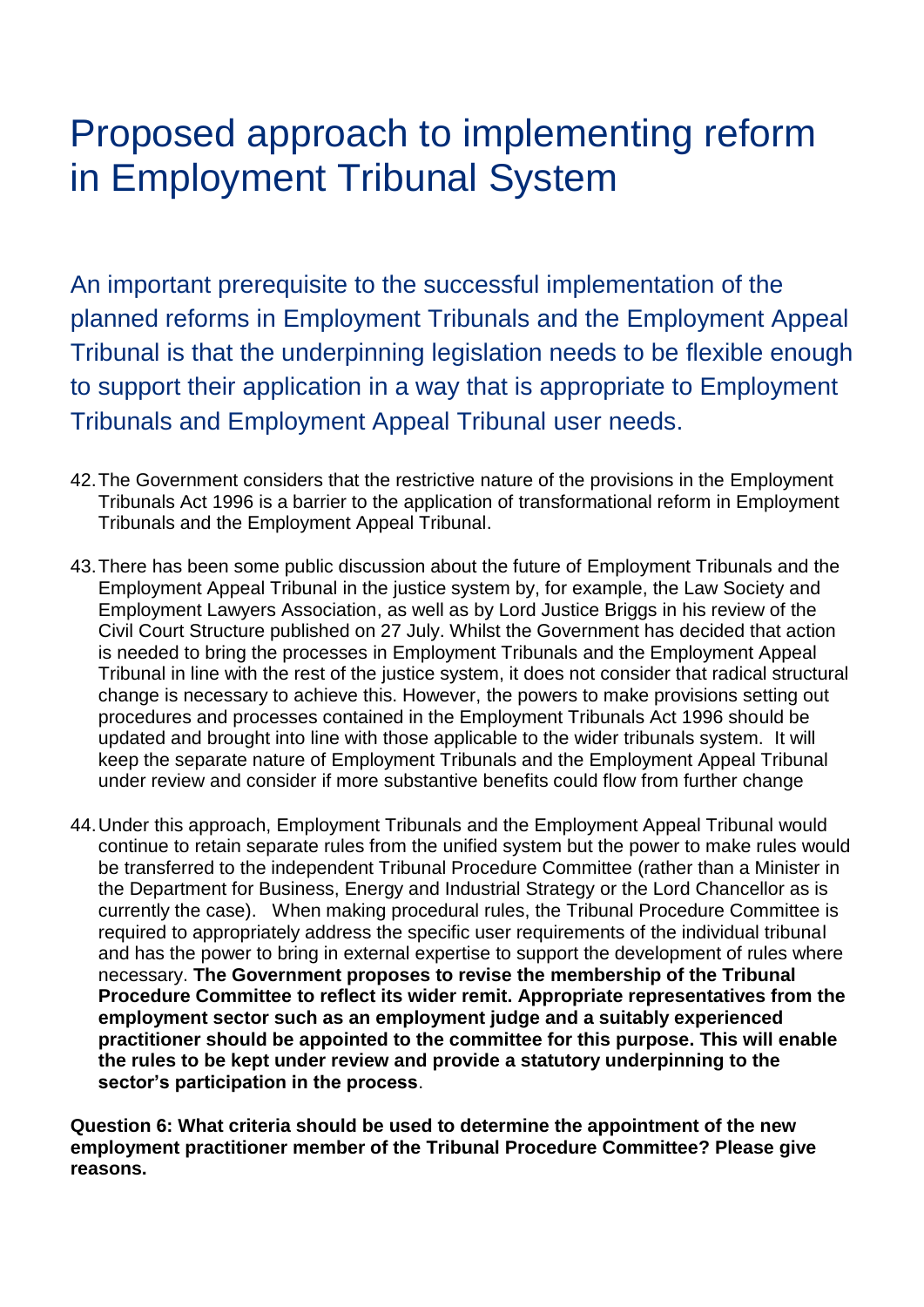# Proposed approach to implementing reform in Employment Tribunal System

An important prerequisite to the successful implementation of the planned reforms in Employment Tribunals and the Employment Appeal Tribunal is that the underpinning legislation needs to be flexible enough to support their application in a way that is appropriate to Employment Tribunals and Employment Appeal Tribunal user needs.

42. The Government considers that the restrictive nature of the provisions in the Employment Tribunals Act 1996 is a barrier to the application of transformational reform in Employment Tribunals and the Employment Appeal Tribunal.

43. There has been some public discussion about the future of Employment Tribunals and the Employment Appeal Tribunal in the justice system by, for example, the Law Society and Employment Lawyers Association, as well as by Lord Justice Briggs in his review of the Civil Court Structure published on 27 July. Whilst the Government has decided that action is needed to bring the processes in Employment Tribunals and the Employment Appeal Tribunal in line with the rest of the justice system, it does not consider that radical structural change is necessary to achieve this. However, the powers to make provisions setting out procedures and processes contained in the Employment Tribunals Act 1996 should be updated and brought into line with those applicable to the wider tribunals system. It will keep the separate nature of Employment Tribunals and the Employment Appeal Tribunal under review and consider if more substantive benefits could flow from further change

44. Under this approach, Employment Tribunals and the Employment Appeal Tribunal would continue to retain separate rules from the unified system but the power to make rules would be transferred to the independent Tribunal Procedure Committee (rather than a Minister in the Department for Business, Energy and Industrial Strategy or the Lord Chancellor as is currently the case). When making procedural rules, the Tribunal Procedure Committee is required to appropriately address the specific user requirements of the individual tribunal and has the power to bring in external expertise to support the development of rules where necessary. **The Government proposes to revise the membership of the Tribunal Procedure Committee to reflect its wider remit. Appropriate representatives from the employment sector such as an employment judge and a suitably experienced practitioner should be appointed to the committee for this purpose. This will enable the rules to be kept under review and provide a statutory underpinning to the sector's participation in the process**.

**Question 6: What criteria should be used to determine the appointment of the new employment practitioner member of the Tribunal Procedure Committee? Please give reasons.**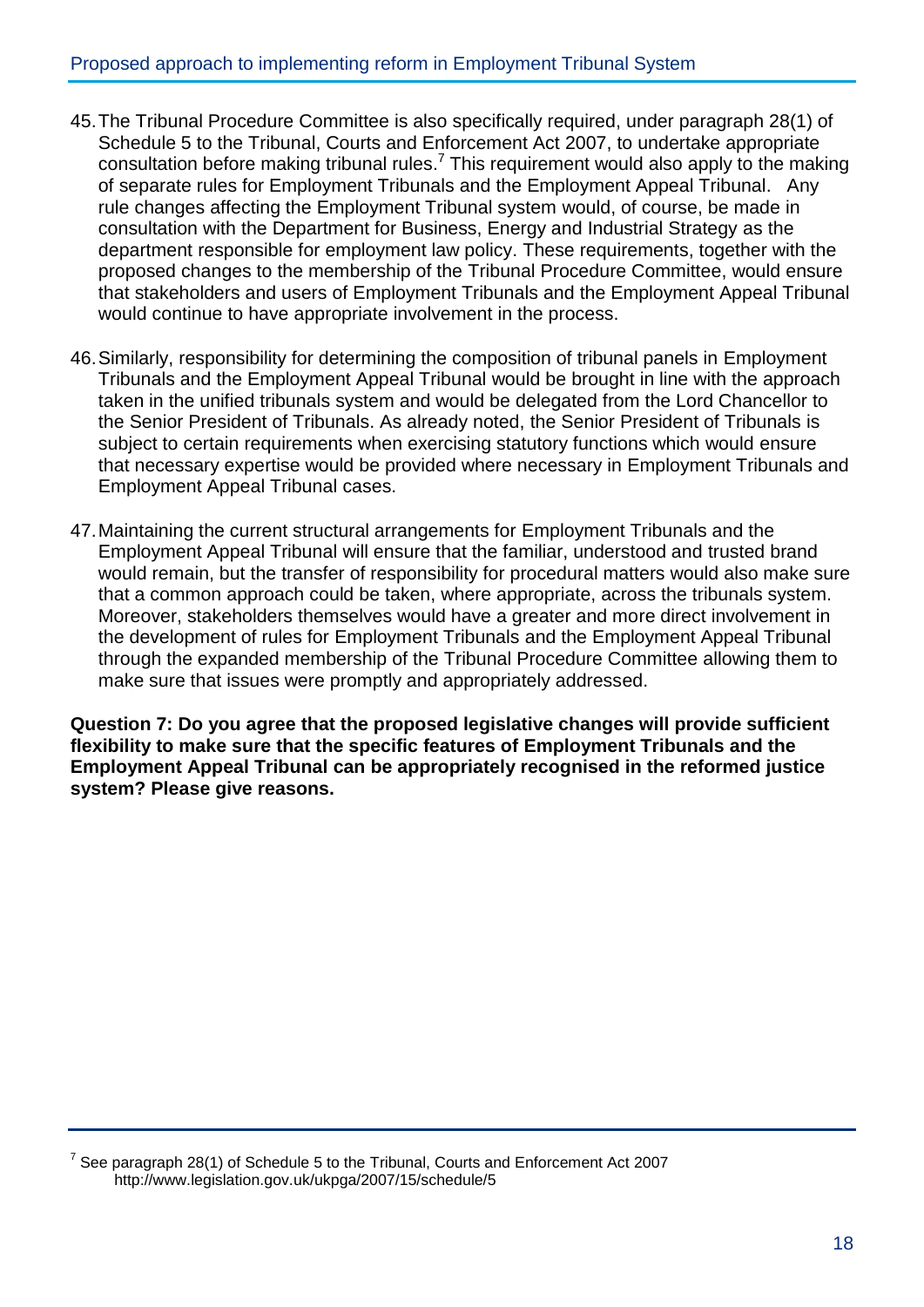45. The Tribunal Procedure Committee is also specifically required, under paragraph 28(1) of Schedule 5 to the Tribunal, Courts and Enforcement Act 2007, to undertake appropriate consultation before making tribunal rules.[7] This requirement would also apply to the making of separate rules for Employment Tribunals and the Employment Appeal Tribunal. Any rule changes affecting the Employment Tribunal system would, of course, be made in consultation with the Department for Business, Energy and Industrial Strategy as the department responsible for employment law policy. These requirements, together with the proposed changes to the membership of the Tribunal Procedure Committee, would ensure that stakeholders and users of Employment Tribunals and the Employment Appeal Tribunal would continue to have appropriate involvement in the process.

46. Similarly, responsibility for determining the composition of tribunal panels in Employment Tribunals and the Employment Appeal Tribunal would be brought in line with the approach taken in the unified tribunals system and would be delegated from the Lord Chancellor to the Senior President of Tribunals. As already noted, the Senior President of Tribunals is subject to certain requirements when exercising statutory functions which would ensure that necessary expertise would be provided where necessary in Employment Tribunals and Employment Appeal Tribunal cases.

47. Maintaining the current structural arrangements for Employment Tribunals and the Employment Appeal Tribunal will ensure that the familiar, understood and trusted brand would remain, but the transfer of responsibility for procedural matters would also make sure that a common approach could be taken, where appropriate, across the tribunals system. Moreover, stakeholders themselves would have a greater and more direct involvement in the development of rules for Employment Tribunals and the Employment Appeal Tribunal through the expanded membership of the Tribunal Procedure Committee allowing them to make sure that issues were promptly and appropriately addressed.

**Question 7: Do you agree that the proposed legislative changes will provide sufficient flexibility to make sure that the specific features of Employment Tribunals and the Employment Appeal Tribunal can be appropriately recognised in the reformed justice system? Please give reasons.**

---

[7] See paragraph 28(1) of Schedule 5 to the Tribunal, Courts and Enforcement Act 2007 http://www.legislation.gov.uk/ukpga/2007/15/schedule/5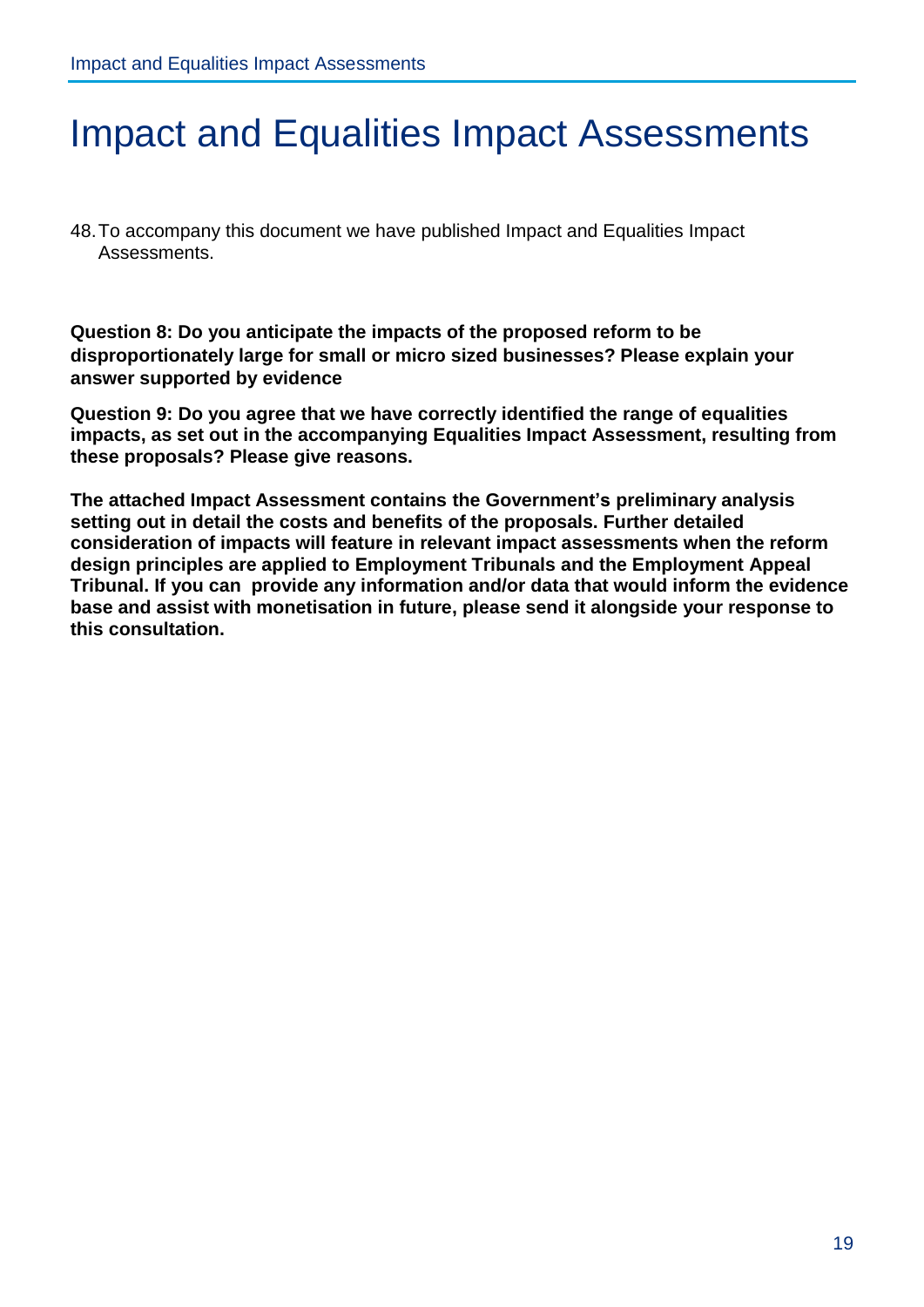# Impact and Equalities Impact Assessments

48. To accompany this document we have published Impact and Equalities Impact Assessments.

**Question 8: Do you anticipate the impacts of the proposed reform to be disproportionately large for small or micro sized businesses? Please explain your answer supported by evidence**

**Question 9: Do you agree that we have correctly identified the range of equalities impacts, as set out in the accompanying Equalities Impact Assessment, resulting from these proposals? Please give reasons.**

**The attached Impact Assessment contains the Government's preliminary analysis setting out in detail the costs and benefits of the proposals. Further detailed consideration of impacts will feature in relevant impact assessments when the reform design principles are applied to Employment Tribunals and the Employment Appeal Tribunal. If you can provide any information and/or data that would inform the evidence base and assist with monetisation in future, please send it alongside your response to this consultation.**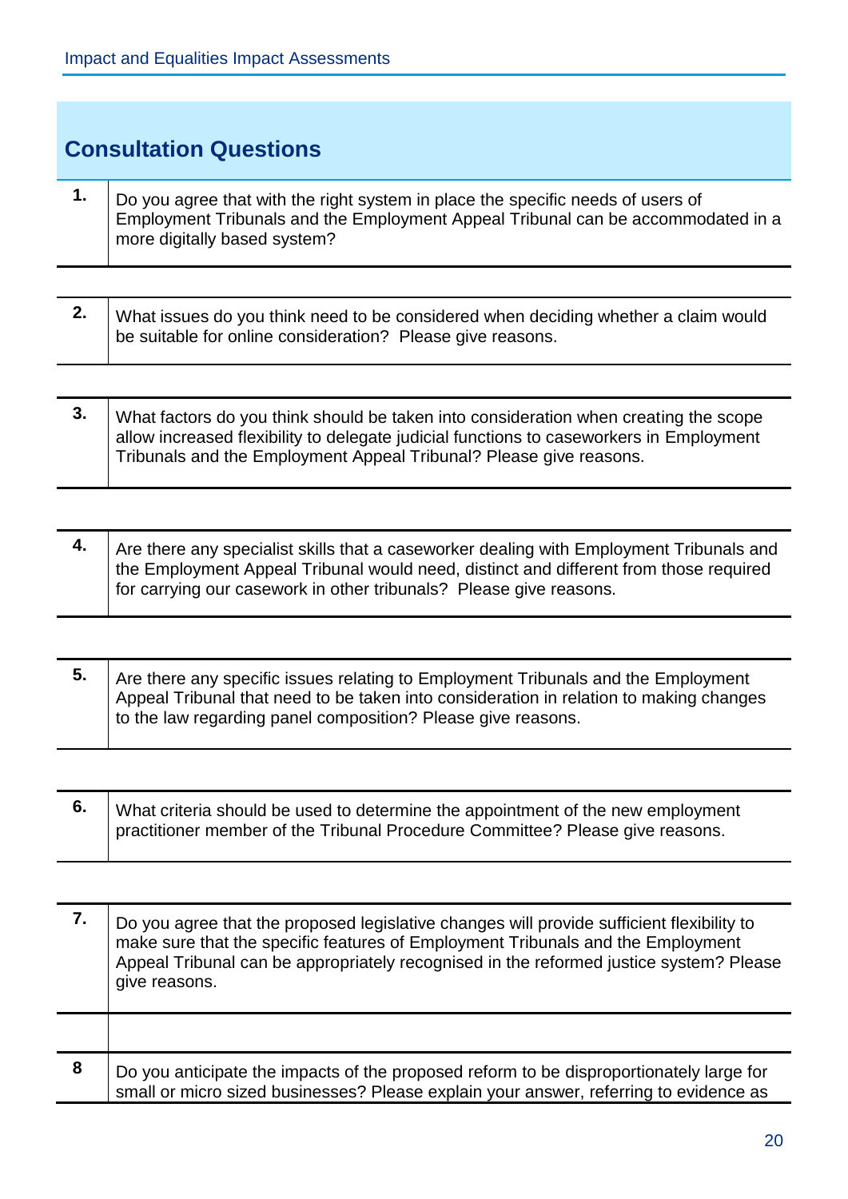## Consultation Questions

| | |
|---|---|
| **1.** | Do you agree that with the right system in place the specific needs of users of Employment Tribunals and the Employment Appeal Tribunal can be accommodated in a more digitally based system? |

| | |
|---|---|
| **2.** | What issues do you think need to be considered when deciding whether a claim would be suitable for online consideration? Please give reasons. |

| | |
|---|---|
| **3.** | What factors do you think should be taken into consideration when creating the scope allow increased flexibility to delegate judicial functions to caseworkers in Employment Tribunals and the Employment Appeal Tribunal? Please give reasons. |

| | |
|---|---|
| **4.** | Are there any specialist skills that a caseworker dealing with Employment Tribunals and the Employment Appeal Tribunal would need, distinct and different from those required for carrying our casework in other tribunals? Please give reasons. |

| | |
|---|---|
| **5.** | Are there any specific issues relating to Employment Tribunals and the Employment Appeal Tribunal that need to be taken into consideration in relation to making changes to the law regarding panel composition? Please give reasons. |

| | |
|---|---|
| **6.** | What criteria should be used to determine the appointment of the new employment practitioner member of the Tribunal Procedure Committee? Please give reasons. |

| | |
|---|---|
| **7.** | Do you agree that the proposed legislative changes will provide sufficient flexibility to make sure that the specific features of Employment Tribunals and the Employment Appeal Tribunal can be appropriately recognised in the reformed justice system? Please give reasons. |
| | |
| **8** | Do you anticipate the impacts of the proposed reform to be disproportionately large for small or micro sized businesses? Please explain your answer, referring to evidence as |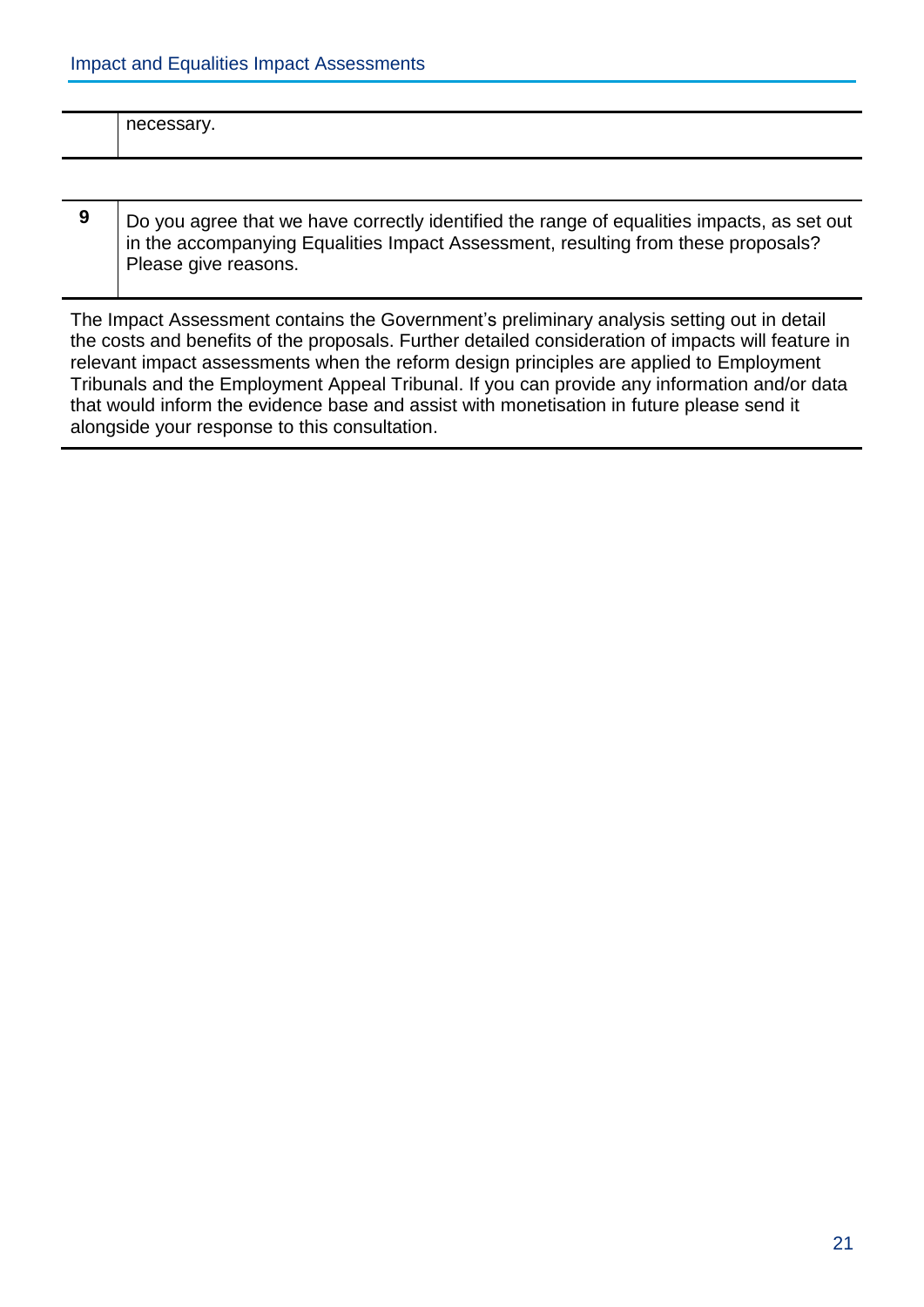| | necessary. |
|---|---|

| | |
|---|---|
| **9** | Do you agree that we have correctly identified the range of equalities impacts, as set out in the accompanying Equalities Impact Assessment, resulting from these proposals? Please give reasons. |

The Impact Assessment contains the Government's preliminary analysis setting out in detail the costs and benefits of the proposals. Further detailed consideration of impacts will feature in relevant impact assessments when the reform design principles are applied to Employment Tribunals and the Employment Appeal Tribunal. If you can provide any information and/or data that would inform the evidence base and assist with monetisation in future please send it alongside your response to this consultation.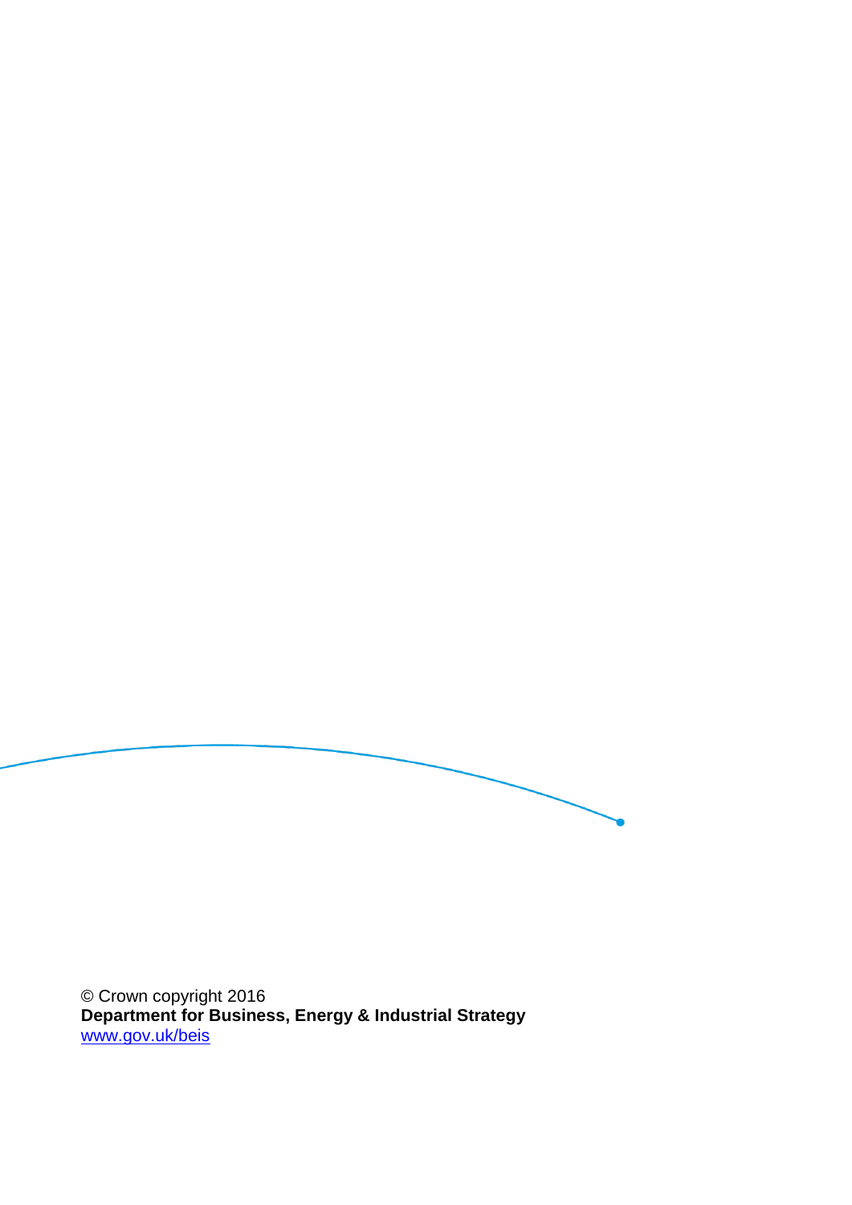© Crown copyright 2016
**Department for Business, Energy & Industrial Strategy**
[www.gov.uk/beis](http://www.gov.uk/beis)